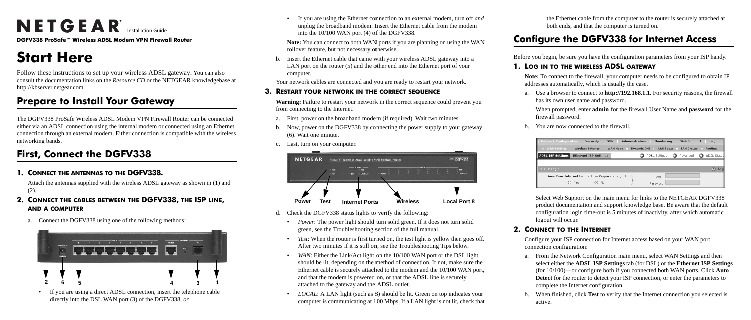# NETGEAR Installation Guide

**DGFV338 ProSafe™ Wireless ADSL Modem VPN Firewall Router**

# Start Here

Follow these instructions to set up your wireless ADSL gateway. You can also consult the documentation links on the *Resource CD* or the NETGEAR knowledgebase at http://kbserver.netgear.com.

## Prepare to Install Your Gateway

The DGFV338 ProSafe Wireless ADSL Modem VPN Firewall Router can be connected either via an ADSL connection using the internal modem or connected using an Ethernet connection through an external modem. Either connection is compatible with the wireless networking bands.

## First, Connect the DGFV338

### 1. Connect the antennas to the DGFV338.

Attach the antennas supplied with the wireless ADSL gateway as shown in (1) and (2).

### 2. Connect the cables between the DGFV338, the ISP line, and a computer

a. Connect the DGFV338 using one of the following methods:

2 6 5 4 3 1

- If you are using a direct ADSL connection, insert the telephone cable directly into the DSL WAN port (3) of the DGFV338, *or*
- If you are using the Ethernet connection to an external modem, turn off *and* unplug the broadband modem. Insert the Ethernet cable from the modem into the 10/100 WAN port (4) of the DGFV338.

**Note:** You can connect to both WAN ports if you are planning on using the WAN rollover feature, but not necessary otherwise.

b. Insert the Ethernet cable that came with your wireless ADSL gateway into a LAN port on the router (5) and the other end into the Ethernet port of your computer.

Your network cables are connected and you are ready to restart your network.

### 3. Restart your network in the correct sequence

**Warning:** Failure to restart your network in the correct sequence could prevent you from connecting to the Internet.

a. First, power on the broadband modem (if required). Wait two minutes.

b. Now, power on the DGFV338 by connecting the power supply to your gateway (6). Wait one minute.

c. Last, turn on your computer.

Power Test Internet Ports Wireless Local Port 8

d. Check the DGFV338 status lights to verify the following:

- *Power*: The power light should turn solid green. If it does not turn solid green, see the Troubleshooting section of the full manual.
- *Test*: When the router is first turned on, the test light is yellow then goes off. After two minutes if it is still on, see the Troubleshooting Tips below.
- *WAN*: Either the Link/Act light on the 10/100 WAN port or the DSL light should be lit, depending on the method of connection. If not, make sure the Ethernet cable is securely attached to the modem and the 10/100 WAN port, and that the modem is powered on, or that the ADSL line is securely attached to the gateway and the ADSL outlet.
- *LOCAL*: A LAN light (such as 8) should be lit. Green on top indicates your computer is communicating at 100 Mbps. If a LAN light is not lit, check that the Ethernet cable from the computer to the router is securely attached at both ends, and that the computer is turned on.

## Configure the DGFV338 for Internet Access

Before you begin, be sure you have the configuration parameters from your ISP handy.

### 1. Log in to the wireless ADSL gateway

**Note:** To connect to the firewall, your computer needs to be configured to obtain IP addresses automatically, which is usually the case.

a. Use a browser to connect to **http://192.168.1.1.** For security reasons, the firewall has its own user name and password.

When prompted, enter **admin** for the firewall User Name and **password** for the firewall password.

b. You are now connected to the firewall.

Select Web Support on the main menu for links to the NETGEAR DGFV338 product documentation and support knowledge base. Be aware that the default configuration login time-out is 5 minutes of inactivity, after which automatic logout will occur.

### 2. Connect to the Internet

Configure your ISP connection for Internet access based on your WAN port connection configuration:

a. From the Network Configuration main menu, select WAN Settings and then select either the **ADSL ISP Settings** tab (for DSL) or the **Ethernet ISP Settings** (for 10/100)—or configure both if you connected both WAN ports. Click **Auto Detect** for the router to detect your ISP connection, or enter the parameters to complete the Internet configuration.

b. When finished, click **Test** to verify that the Internet connection you selected is active.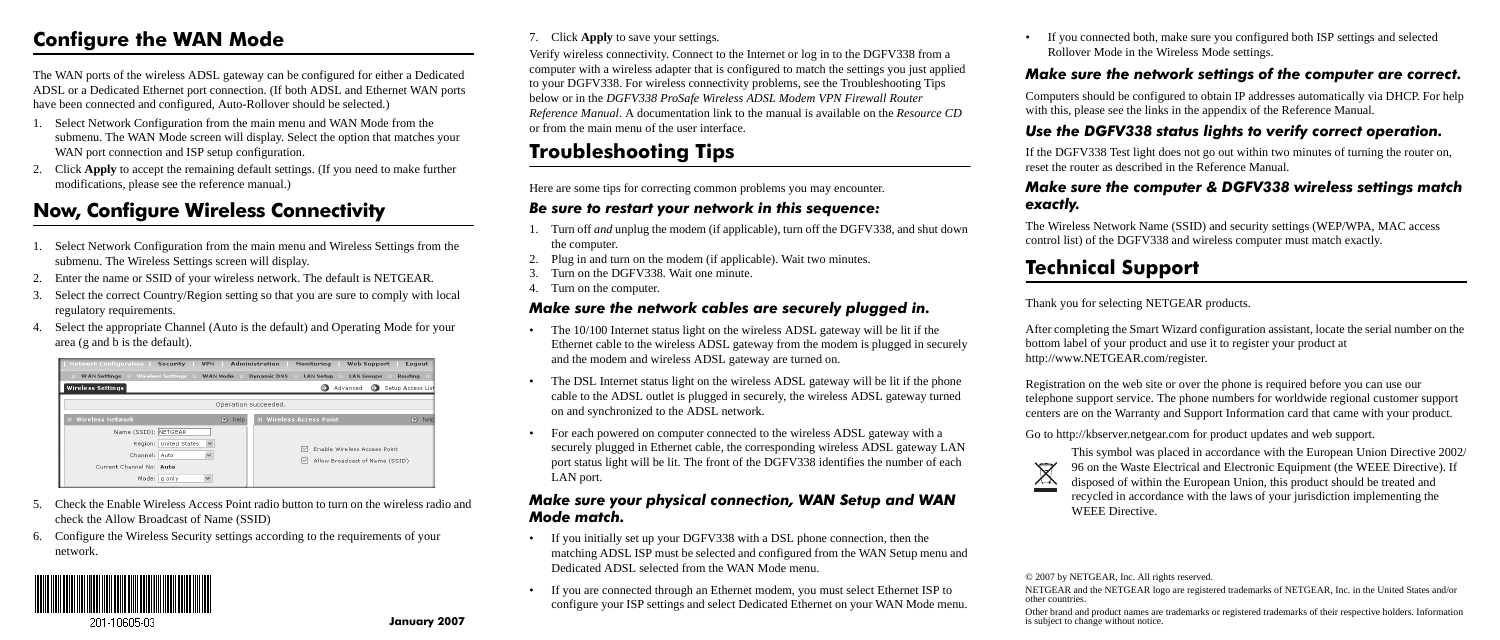## Configure the WAN Mode

The WAN ports of the wireless ADSL gateway can be configured for either a Dedicated ADSL or a Dedicated Ethernet port connection. (If both ADSL and Ethernet WAN ports have been connected and configured, Auto-Rollover should be selected.)

1. Select Network Configuration from the main menu and WAN Mode from the submenu. The WAN Mode screen will display. Select the option that matches your WAN port connection and ISP setup configuration.
2. Click **Apply** to accept the remaining default settings. (If you need to make further modifications, please see the reference manual.)

## Now, Configure Wireless Connectivity

1. Select Network Configuration from the main menu and Wireless Settings from the submenu. The Wireless Settings screen will display.
2. Enter the name or SSID of your wireless network. The default is NETGEAR.
3. Select the correct Country/Region setting so that you are sure to comply with local regulatory requirements.
4. Select the appropriate Channel (Auto is the default) and Operating Mode for your area (g and b is the default).
5. Check the Enable Wireless Access Point radio button to turn on the wireless radio and check the Allow Broadcast of Name (SSID)
6. Configure the Wireless Security settings according to the requirements of your network.
7. Click **Apply** to save your settings.

Verify wireless connectivity. Connect to the Internet or log in to the DGFV338 from a computer with a wireless adapter that is configured to match the settings you just applied to your DGFV338. For wireless connectivity problems, see the Troubleshooting Tips below or in the *DGFV338 ProSafe Wireless ADSL Modem VPN Firewall Router Reference Manual*. A documentation link to the manual is available on the *Resource CD* or from the main menu of the user interface.

201-10605-03

January 2007

## Troubleshooting Tips

Here are some tips for correcting common problems you may encounter.

### Be sure to restart your network in this sequence:

1. Turn off *and* unplug the modem (if applicable), turn off the DGFV338, and shut down the computer.
2. Plug in and turn on the modem (if applicable). Wait two minutes.
3. Turn on the DGFV338. Wait one minute.
4. Turn on the computer.

### Make sure the network cables are securely plugged in.

- The 10/100 Internet status light on the wireless ADSL gateway will be lit if the Ethernet cable to the wireless ADSL gateway from the modem is plugged in securely and the modem and wireless ADSL gateway are turned on.
- The DSL Internet status light on the wireless ADSL gateway will be lit if the phone cable to the ADSL outlet is plugged in securely, the wireless ADSL gateway turned on and synchronized to the ADSL network.
- For each powered on computer connected to the wireless ADSL gateway with a securely plugged in Ethernet cable, the corresponding wireless ADSL gateway LAN port status light will be lit. The front of the DGFV338 identifies the number of each LAN port.

### Make sure your physical connection, WAN Setup and WAN Mode match.

- If you initially set up your DGFV338 with a DSL phone connection, then the matching ADSL ISP must be selected and configured from the WAN Setup menu and Dedicated ADSL selected from the WAN Mode menu.
- If you are connected through an Ethernet modem, you must select Ethernet ISP to configure your ISP settings and select Dedicated Ethernet on your WAN Mode menu.
- If you connected both, make sure you configured both ISP settings and selected Rollover Mode in the Wireless Mode settings.

### Make sure the network settings of the computer are correct.

Computers should be configured to obtain IP addresses automatically via DHCP. For help with this, please see the links in the appendix of the Reference Manual.

### Use the DGFV338 status lights to verify correct operation.

If the DGFV338 Test light does not go out within two minutes of turning the router on, reset the router as described in the Reference Manual.

### Make sure the computer & DGFV338 wireless settings match exactly.

The Wireless Network Name (SSID) and security settings (WEP/WPA, MAC access control list) of the DGFV338 and wireless computer must match exactly.

## Technical Support

Thank you for selecting NETGEAR products.

After completing the Smart Wizard configuration assistant, locate the serial number on the bottom label of your product and use it to register your product at http://www.NETGEAR.com/register.

Registration on the web site or over the phone is required before you can use our telephone support service. The phone numbers for worldwide regional customer support centers are on the Warranty and Support Information card that came with your product.

Go to http://kbserver.netgear.com for product updates and web support.

This symbol was placed in accordance with the European Union Directive 2002/96 on the Waste Electrical and Electronic Equipment (the WEEE Directive). If disposed of within the European Union, this product should be treated and recycled in accordance with the laws of your jurisdiction implementing the WEEE Directive.

© 2007 by NETGEAR, Inc. All rights reserved.

NETGEAR and the NETGEAR logo are registered trademarks of NETGEAR, Inc. in the United States and/or other countries.

Other brand and product names are trademarks or registered trademarks of their respective holders. Information is subject to change without notice.